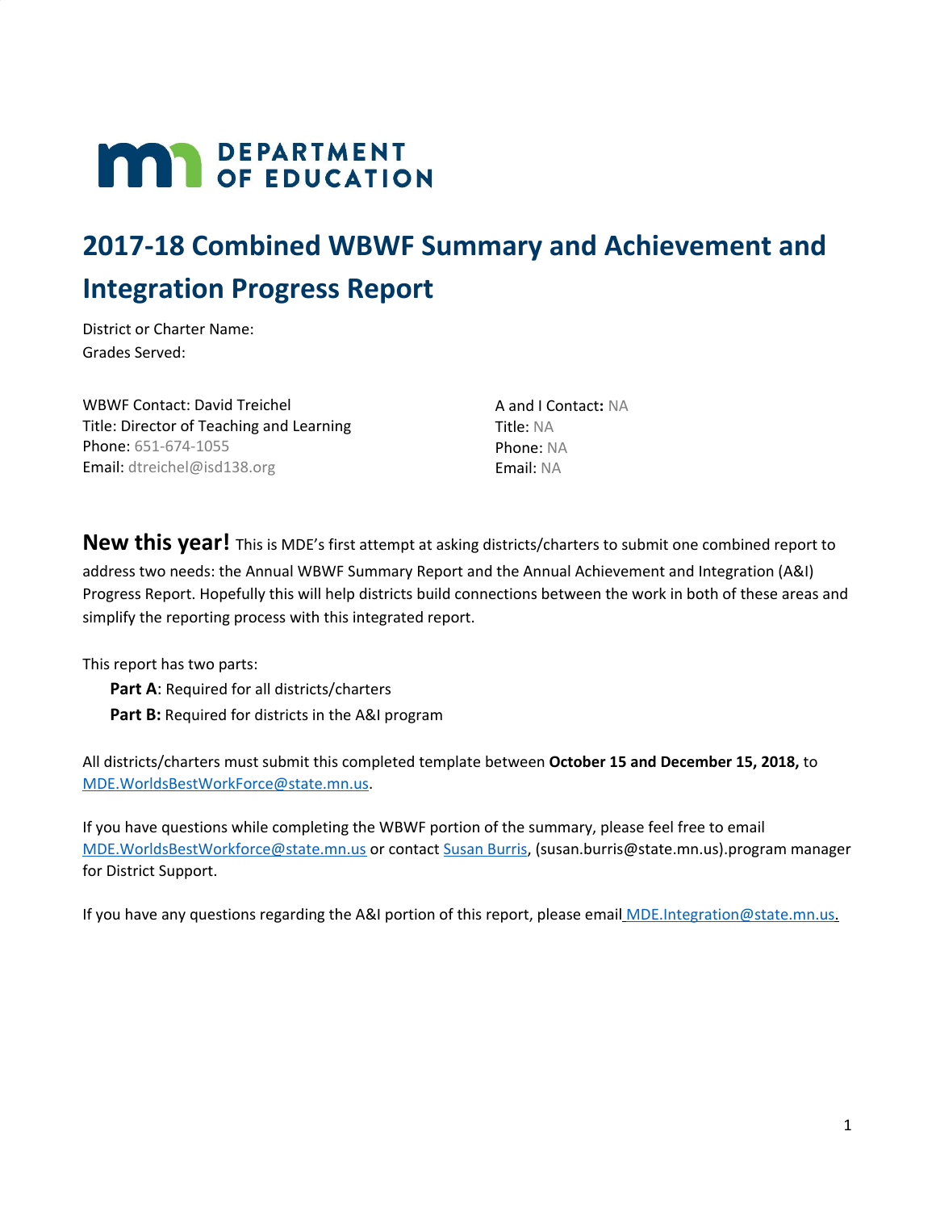DEPARTMENT OF EDUCATION

# 2017-18 Combined WBWF Summary and Achievement and Integration Progress Report

District or Charter Name:
Grades Served:

WBWF Contact: David Treichel
Title: Director of Teaching and Learning
Phone: 651-674-1055
Email: dtreichel@isd138.org

A and I Contact: NA
Title: NA
Phone: NA
Email: NA

**New this year!** This is MDE's first attempt at asking districts/charters to submit one combined report to address two needs: the Annual WBWF Summary Report and the Annual Achievement and Integration (A&I) Progress Report. Hopefully this will help districts build connections between the work in both of these areas and simplify the reporting process with this integrated report.

This report has two parts:

- **Part A**: Required for all districts/charters
- **Part B:** Required for districts in the A&I program

All districts/charters must submit this completed template between **October 15 and December 15, 2018,** to MDE.WorldsBestWorkForce@state.mn.us.

If you have questions while completing the WBWF portion of the summary, please feel free to email MDE.WorldsBestWorkforce@state.mn.us or contact Susan Burris, (susan.burris@state.mn.us).program manager for District Support.

If you have any questions regarding the A&I portion of this report, please email MDE.Integration@state.mn.us.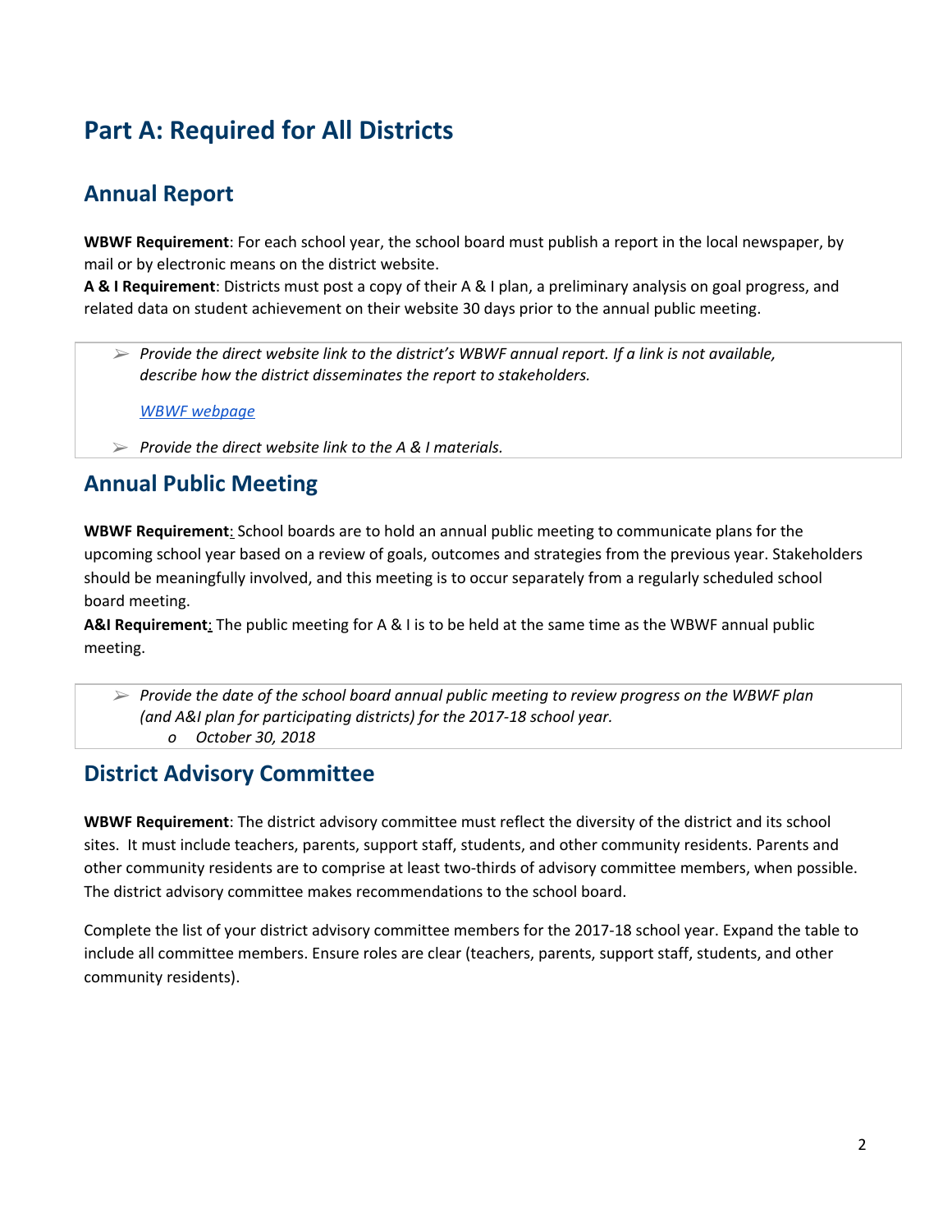# Part A: Required for All Districts

## Annual Report

**WBWF Requirement**: For each school year, the school board must publish a report in the local newspaper, by mail or by electronic means on the district website.
**A & I Requirement**: Districts must post a copy of their A & I plan, a preliminary analysis on goal progress, and related data on student achievement on their website 30 days prior to the annual public meeting.

- *Provide the direct website link to the district's WBWF annual report. If a link is not available, describe how the district disseminates the report to stakeholders.*

  *WBWF webpage*

- *Provide the direct website link to the A & I materials.*

## Annual Public Meeting

**WBWF Requirement**: School boards are to hold an annual public meeting to communicate plans for the upcoming school year based on a review of goals, outcomes and strategies from the previous year. Stakeholders should be meaningfully involved, and this meeting is to occur separately from a regularly scheduled school board meeting.
**A&I Requirement**: The public meeting for A & I is to be held at the same time as the WBWF annual public meeting.

- *Provide the date of the school board annual public meeting to review progress on the WBWF plan (and A&I plan for participating districts) for the 2017-18 school year.*
  - *October 30, 2018*

## District Advisory Committee

**WBWF Requirement**: The district advisory committee must reflect the diversity of the district and its school sites. It must include teachers, parents, support staff, students, and other community residents. Parents and other community residents are to comprise at least two-thirds of advisory committee members, when possible. The district advisory committee makes recommendations to the school board.

Complete the list of your district advisory committee members for the 2017-18 school year. Expand the table to include all committee members. Ensure roles are clear (teachers, parents, support staff, students, and other community residents).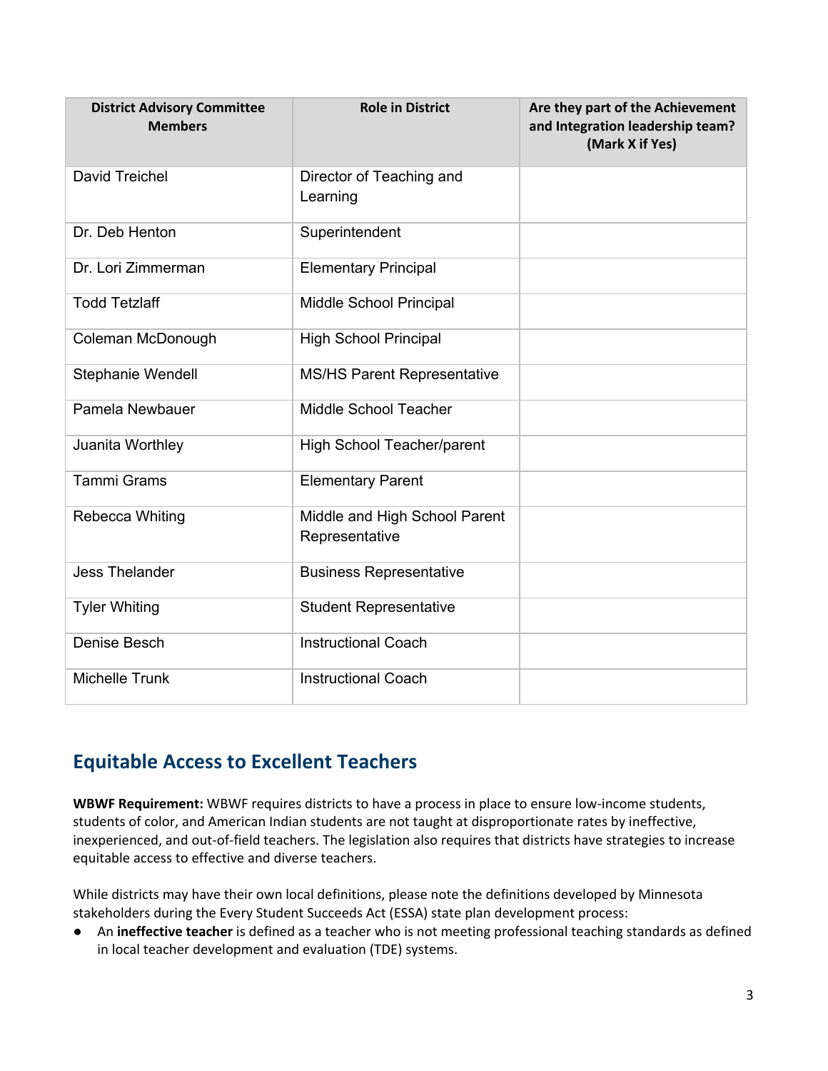| District Advisory Committee Members | Role in District | Are they part of the Achievement and Integration leadership team? (Mark X if Yes) |
| --- | --- | --- |
| David Treichel | Director of Teaching and Learning | |
| Dr. Deb Henton | Superintendent | |
| Dr. Lori Zimmerman | Elementary Principal | |
| Todd Tetzlaff | Middle School Principal | |
| Coleman McDonough | High School Principal | |
| Stephanie Wendell | MS/HS Parent Representative | |
| Pamela Newbauer | Middle School Teacher | |
| Juanita Worthley | High School Teacher/parent | |
| Tammi Grams | Elementary Parent | |
| Rebecca Whiting | Middle and High School Parent Representative | |
| Jess Thelander | Business Representative | |
| Tyler Whiting | Student Representative | |
| Denise Besch | Instructional Coach | |
| Michelle Trunk | Instructional Coach | |

## Equitable Access to Excellent Teachers

**WBWF Requirement:** WBWF requires districts to have a process in place to ensure low-income students, students of color, and American Indian students are not taught at disproportionate rates by ineffective, inexperienced, and out-of-field teachers. The legislation also requires that districts have strategies to increase equitable access to effective and diverse teachers.

While districts may have their own local definitions, please note the definitions developed by Minnesota stakeholders during the Every Student Succeeds Act (ESSA) state plan development process:

- An **ineffective teacher** is defined as a teacher who is not meeting professional teaching standards as defined in local teacher development and evaluation (TDE) systems.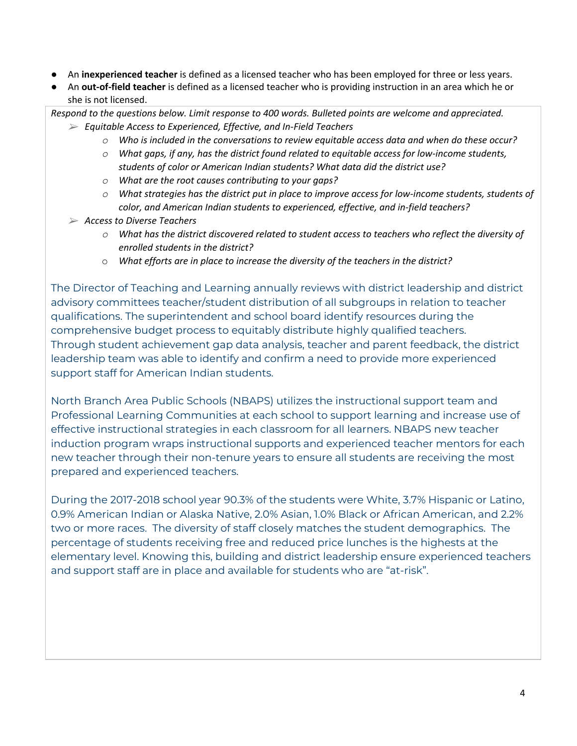- An **inexperienced teacher** is defined as a licensed teacher who has been employed for three or less years.
- An **out-of-field teacher** is defined as a licensed teacher who is providing instruction in an area which he or she is not licensed.

*Respond to the questions below. Limit response to 400 words. Bulleted points are welcome and appreciated.*

- ➢ *Equitable Access to Experienced, Effective, and In-Field Teachers*
  - *Who is included in the conversations to review equitable access data and when do these occur?*
  - *What gaps, if any, has the district found related to equitable access for low-income students, students of color or American Indian students? What data did the district use?*
  - *What are the root causes contributing to your gaps?*
  - *What strategies has the district put in place to improve access for low-income students, students of color, and American Indian students to experienced, effective, and in-field teachers?*
- ➢ *Access to Diverse Teachers*
  - *What has the district discovered related to student access to teachers who reflect the diversity of enrolled students in the district?*
  - *What efforts are in place to increase the diversity of the teachers in the district?*

The Director of Teaching and Learning annually reviews with district leadership and district advisory committees teacher/student distribution of all subgroups in relation to teacher qualifications. The superintendent and school board identify resources during the comprehensive budget process to equitably distribute highly qualified teachers. Through student achievement gap data analysis, teacher and parent feedback, the district leadership team was able to identify and confirm a need to provide more experienced support staff for American Indian students.

North Branch Area Public Schools (NBAPS) utilizes the instructional support team and Professional Learning Communities at each school to support learning and increase use of effective instructional strategies in each classroom for all learners. NBAPS new teacher induction program wraps instructional supports and experienced teacher mentors for each new teacher through their non-tenure years to ensure all students are receiving the most prepared and experienced teachers.

During the 2017-2018 school year 90.3% of the students were White, 3.7% Hispanic or Latino, 0.9% American Indian or Alaska Native, 2.0% Asian, 1.0% Black or African American, and 2.2% two or more races. The diversity of staff closely matches the student demographics. The percentage of students receiving free and reduced price lunches is the highests at the elementary level. Knowing this, building and district leadership ensure experienced teachers and support staff are in place and available for students who are "at-risk".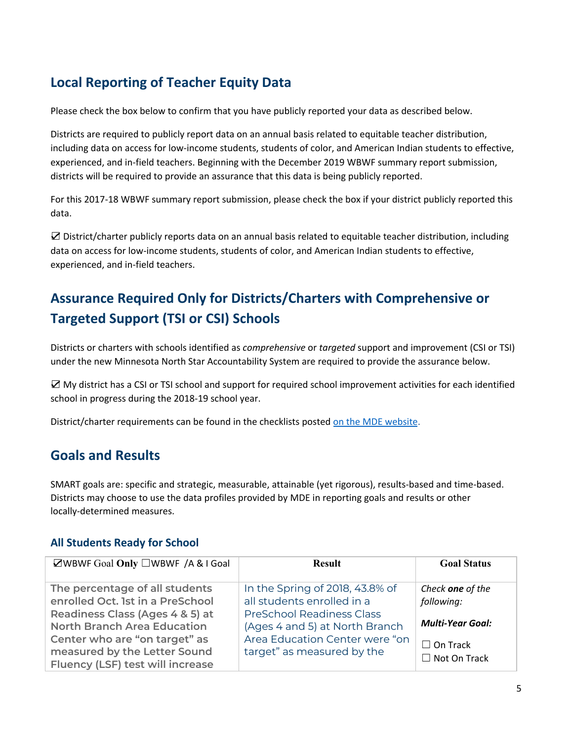## Local Reporting of Teacher Equity Data

Please check the box below to confirm that you have publicly reported your data as described below.

Districts are required to publicly report data on an annual basis related to equitable teacher distribution, including data on access for low-income students, students of color, and American Indian students to effective, experienced, and in-field teachers. Beginning with the December 2019 WBWF summary report submission, districts will be required to provide an assurance that this data is being publicly reported.

For this 2017-18 WBWF summary report submission, please check the box if your district publicly reported this data.

☑ District/charter publicly reports data on an annual basis related to equitable teacher distribution, including data on access for low-income students, students of color, and American Indian students to effective, experienced, and in-field teachers.

## Assurance Required Only for Districts/Charters with Comprehensive or Targeted Support (TSI or CSI) Schools

Districts or charters with schools identified as *comprehensive* or *targeted* support and improvement (CSI or TSI) under the new Minnesota North Star Accountability System are required to provide the assurance below.

☑ My district has a CSI or TSI school and support for required school improvement activities for each identified school in progress during the 2018-19 school year.

District/charter requirements can be found in the checklists posted on the MDE website.

## Goals and Results

SMART goals are: specific and strategic, measurable, attainable (yet rigorous), results-based and time-based. Districts may choose to use the data profiles provided by MDE in reporting goals and results or other locally-determined measures.

### All Students Ready for School

| ☑WBWF Goal **Only** ☐WBWF /A & I Goal | **Result** | **Goal Status** |
|---|---|---|
| The percentage of all students enrolled Oct. 1st in a PreSchool Readiness Class (Ages 4 & 5) at North Branch Area Education Center who are "on target" as measured by the Letter Sound Fluency (LSF) test will increase | In the Spring of 2018, 43.8% of all students enrolled in a PreSchool Readiness Class (Ages 4 and 5) at North Branch Area Education Center were "on target" as measured by the | *Check **one** of the following:*<br><br>***Multi-Year Goal:***<br><br>☐ On Track<br>☐ Not On Track |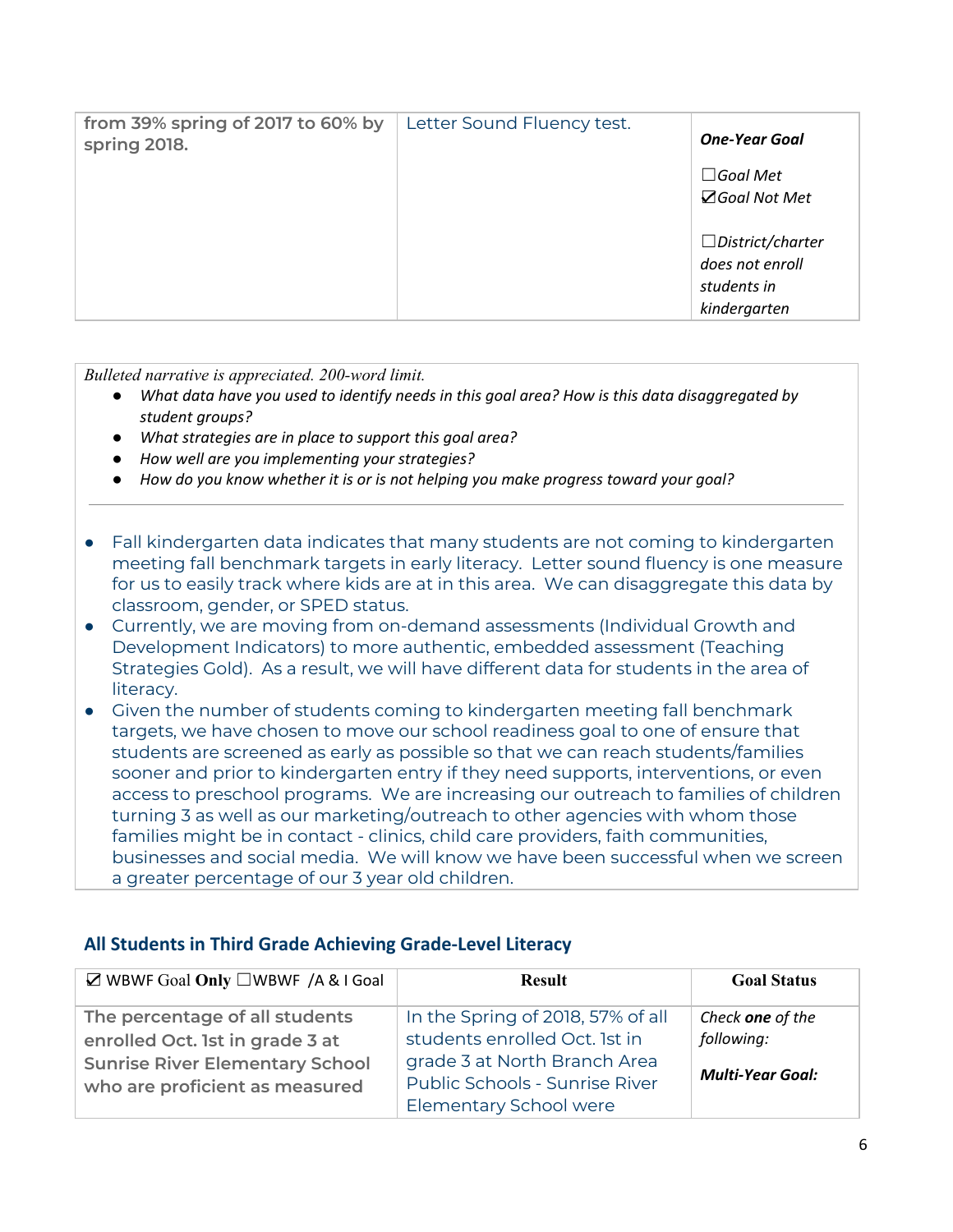| | | |
|---|---|---|
| from 39% spring of 2017 to 60% by spring 2018. | Letter Sound Fluency test. | ***One-Year Goal***<br><br>☐*Goal Met*<br>☑*Goal Not Met*<br><br>☐*District/charter does not enroll students in kindergarten* |

*Bulleted narrative is appreciated. 200-word limit.*

- *What data have you used to identify needs in this goal area? How is this data disaggregated by student groups?*
- *What strategies are in place to support this goal area?*
- *How well are you implementing your strategies?*
- *How do you know whether it is or is not helping you make progress toward your goal?*

---

- Fall kindergarten data indicates that many students are not coming to kindergarten meeting fall benchmark targets in early literacy. Letter sound fluency is one measure for us to easily track where kids are at in this area. We can disaggregate this data by classroom, gender, or SPED status.
- Currently, we are moving from on-demand assessments (Individual Growth and Development Indicators) to more authentic, embedded assessment (Teaching Strategies Gold). As a result, we will have different data for students in the area of literacy.
- Given the number of students coming to kindergarten meeting fall benchmark targets, we have chosen to move our school readiness goal to one of ensure that students are screened as early as possible so that we can reach students/families sooner and prior to kindergarten entry if they need supports, interventions, or even access to preschool programs. We are increasing our outreach to families of children turning 3 as well as our marketing/outreach to other agencies with whom those families might be in contact - clinics, child care providers, faith communities, businesses and social media. We will know we have been successful when we screen a greater percentage of our 3 year old children.

## All Students in Third Grade Achieving Grade-Level Literacy

| ☑ WBWF Goal **Only** ☐WBWF /A & I Goal | **Result** | **Goal Status** |
|---|---|---|
| The percentage of all students enrolled Oct. 1st in grade 3 at Sunrise River Elementary School who are proficient as measured | In the Spring of 2018, 57% of all students enrolled Oct. 1st in grade 3 at North Branch Area Public Schools - Sunrise River Elementary School were | *Check **one** of the following:*<br><br>***Multi-Year Goal:*** |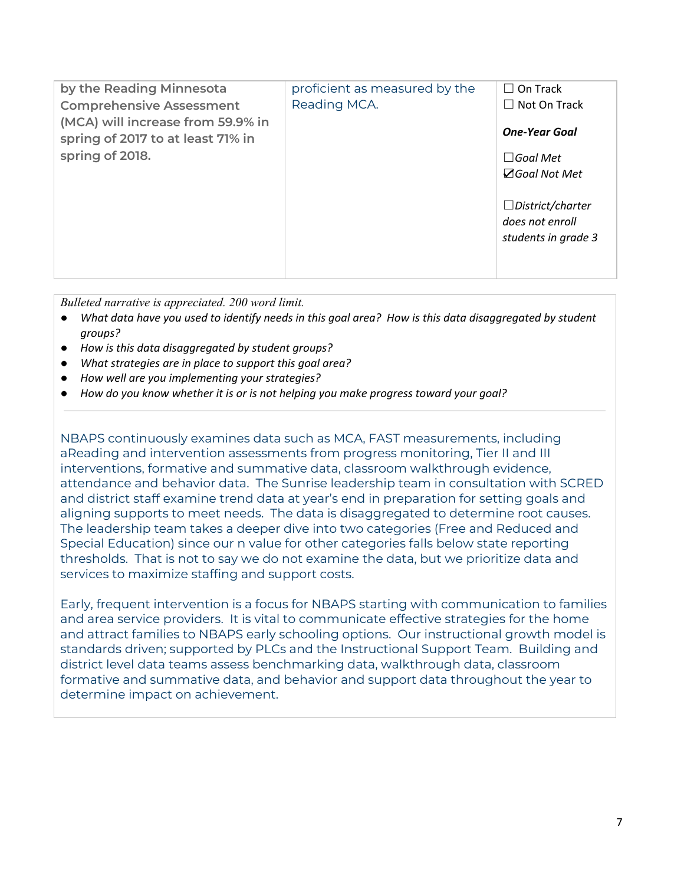| by the Reading Minnesota Comprehensive Assessment (MCA) will increase from 59.9% in spring of 2017 to at least 71% in spring of 2018. | proficient as measured by the Reading MCA. | ☐ On Track<br>☐ Not On Track<br><br>***One-Year Goal***<br><br>☐*Goal Met*<br>☑*Goal Not Met*<br><br>☐*District/charter does not enroll students in grade 3* |
|---|---|---|

*Bulleted narrative is appreciated. 200 word limit.*

- *What data have you used to identify needs in this goal area? How is this data disaggregated by student groups?*
- *How is this data disaggregated by student groups?*
- *What strategies are in place to support this goal area?*
- *How well are you implementing your strategies?*
- *How do you know whether it is or is not helping you make progress toward your goal?*

---

NBAPS continuously examines data such as MCA, FAST measurements, including aReading and intervention assessments from progress monitoring, Tier II and III interventions, formative and summative data, classroom walkthrough evidence, attendance and behavior data. The Sunrise leadership team in consultation with SCRED and district staff examine trend data at year's end in preparation for setting goals and aligning supports to meet needs. The data is disaggregated to determine root causes. The leadership team takes a deeper dive into two categories (Free and Reduced and Special Education) since our n value for other categories falls below state reporting thresholds. That is not to say we do not examine the data, but we prioritize data and services to maximize staffing and support costs.

Early, frequent intervention is a focus for NBAPS starting with communication to families and area service providers. It is vital to communicate effective strategies for the home and attract families to NBAPS early schooling options. Our instructional growth model is standards driven; supported by PLCs and the Instructional Support Team. Building and district level data teams assess benchmarking data, walkthrough data, classroom formative and summative data, and behavior and support data throughout the year to determine impact on achievement.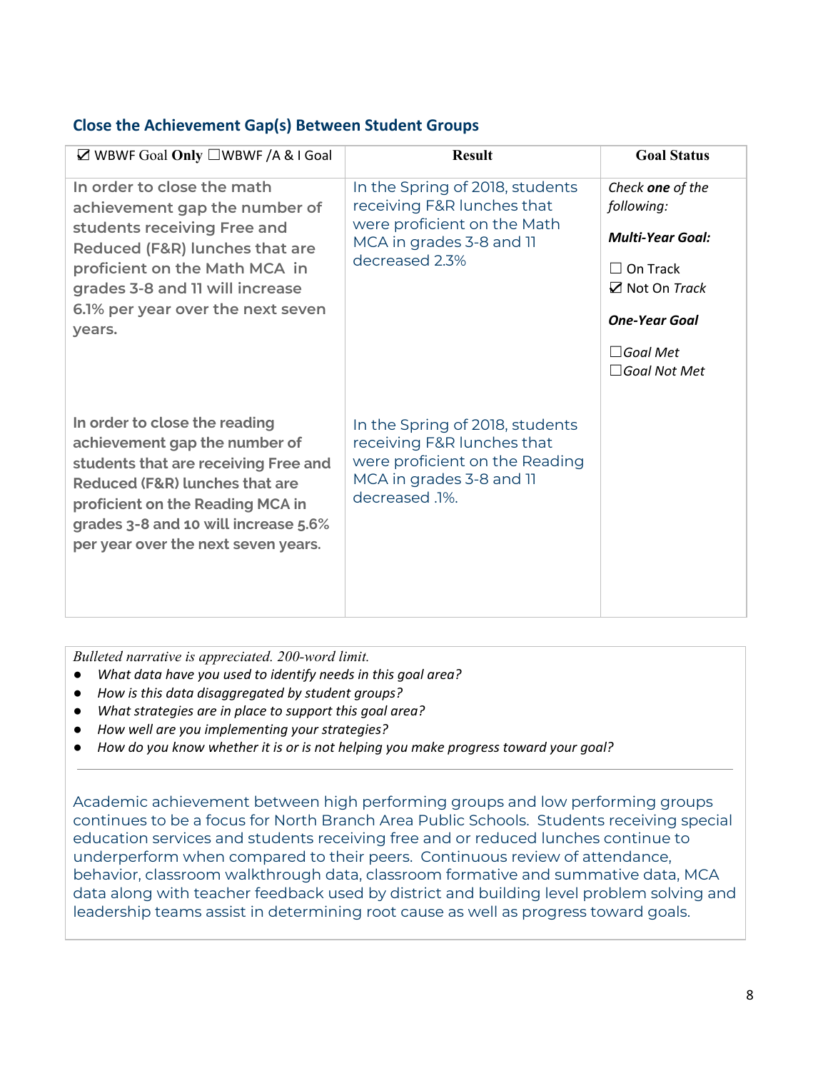## Close the Achievement Gap(s) Between Student Groups

| ☑ WBWF Goal **Only** ☐WBWF /A & I Goal | **Result** | **Goal Status** |
|---|---|---|
| In order to close the math achievement gap the number of students receiving Free and Reduced (F&R) lunches that are proficient on the Math MCA in grades 3-8 and 11 will increase 6.1% per year over the next seven years. | In the Spring of 2018, students receiving F&R lunches that were proficient on the Math MCA in grades 3-8 and 11 decreased 2.3% | *Check **one** of the following:*<br><br>***Multi-Year Goal:***<br><br>☐ On Track<br>☑ Not On *Track*<br><br>***One-Year Goal***<br><br>☐*Goal Met*<br>☐*Goal Not Met* |
| In order to close the reading achievement gap the number of students that are receiving Free and Reduced (F&R) lunches that are proficient on the Reading MCA in grades 3-8 and 10 will increase 5.6% per year over the next seven years. | In the Spring of 2018, students receiving F&R lunches that were proficient on the Reading MCA in grades 3-8 and 11 decreased .1%. | |

*Bulleted narrative is appreciated. 200-word limit.*

- *What data have you used to identify needs in this goal area?*
- *How is this data disaggregated by student groups?*
- *What strategies are in place to support this goal area?*
- *How well are you implementing your strategies?*
- *How do you know whether it is or is not helping you make progress toward your goal?*

---

Academic achievement between high performing groups and low performing groups continues to be a focus for North Branch Area Public Schools. Students receiving special education services and students receiving free and or reduced lunches continue to underperform when compared to their peers. Continuous review of attendance, behavior, classroom walkthrough data, classroom formative and summative data, MCA data along with teacher feedback used by district and building level problem solving and leadership teams assist in determining root cause as well as progress toward goals.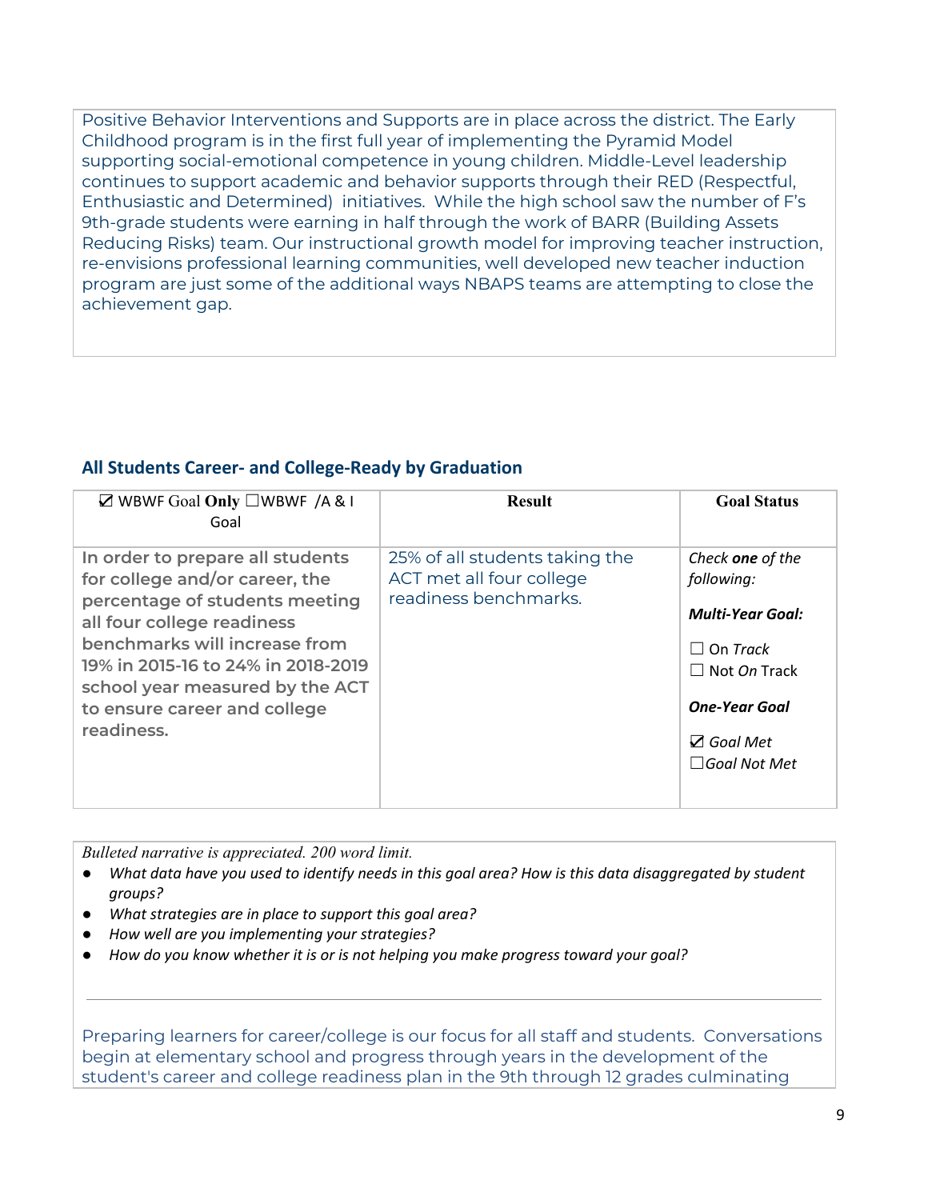Positive Behavior Interventions and Supports are in place across the district. The Early Childhood program is in the first full year of implementing the Pyramid Model supporting social-emotional competence in young children. Middle-Level leadership continues to support academic and behavior supports through their RED (Respectful, Enthusiastic and Determined) initiatives. While the high school saw the number of F's 9th-grade students were earning in half through the work of BARR (Building Assets Reducing Risks) team. Our instructional growth model for improving teacher instruction, re-envisions professional learning communities, well developed new teacher induction program are just some of the additional ways NBAPS teams are attempting to close the achievement gap.

## All Students Career- and College-Ready by Graduation

| ☑ WBWF Goal **Only** ☐WBWF /A & I Goal | **Result** | **Goal Status** |
|---|---|---|
| **In order to prepare all students for college and/or career, the percentage of students meeting all four college readiness benchmarks will increase from 19% in 2015-16 to 24% in 2018-2019 school year measured by the ACT to ensure career and college readiness.** | 25% of all students taking the ACT met all four college readiness benchmarks. | *Check **one** of the following:*<br>***Multi-Year Goal:***<br>☐ *On Track*<br>☐ Not *On* Track<br>***One-Year Goal***<br>☑ *Goal Met*<br>☐*Goal Not Met* |

*Bulleted narrative is appreciated. 200 word limit.*

- *What data have you used to identify needs in this goal area? How is this data disaggregated by student groups?*
- *What strategies are in place to support this goal area?*
- *How well are you implementing your strategies?*
- *How do you know whether it is or is not helping you make progress toward your goal?*

---

Preparing learners for career/college is our focus for all staff and students. Conversations begin at elementary school and progress through years in the development of the student's career and college readiness plan in the 9th through 12 grades culminating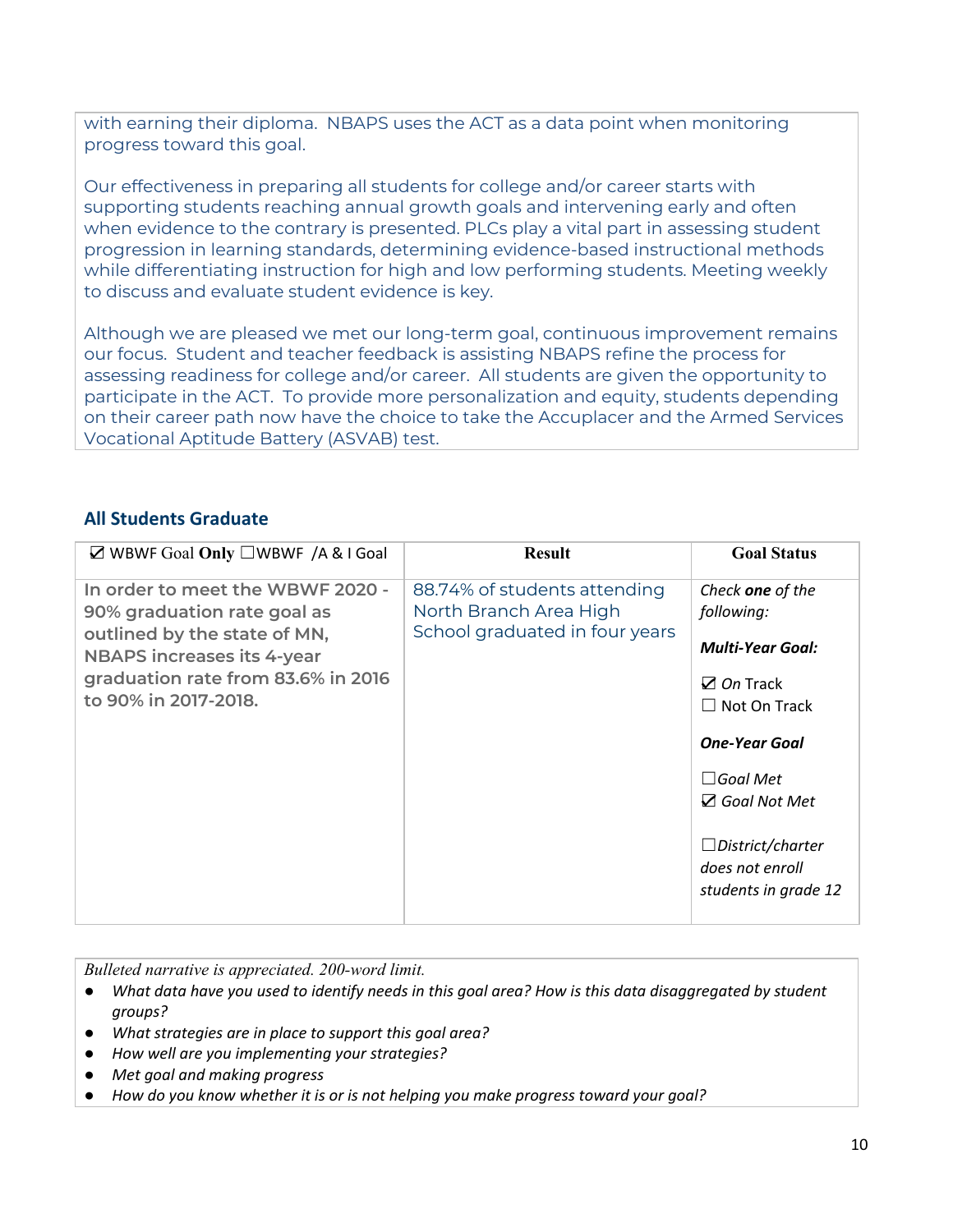with earning their diploma. NBAPS uses the ACT as a data point when monitoring progress toward this goal.

Our effectiveness in preparing all students for college and/or career starts with supporting students reaching annual growth goals and intervening early and often when evidence to the contrary is presented. PLCs play a vital part in assessing student progression in learning standards, determining evidence-based instructional methods while differentiating instruction for high and low performing students. Meeting weekly to discuss and evaluate student evidence is key.

Although we are pleased we met our long-term goal, continuous improvement remains our focus. Student and teacher feedback is assisting NBAPS refine the process for assessing readiness for college and/or career. All students are given the opportunity to participate in the ACT. To provide more personalization and equity, students depending on their career path now have the choice to take the Accuplacer and the Armed Services Vocational Aptitude Battery (ASVAB) test.

## All Students Graduate

| ☑ WBWF Goal **Only** ☐WBWF /A & I Goal | **Result** | **Goal Status** |
|---|---|---|
| **In order to meet the WBWF 2020 - 90% graduation rate goal as outlined by the state of MN, NBAPS increases its 4-year graduation rate from 83.6% in 2016 to 90% in 2017-2018.** | 88.74% of students attending North Branch Area High School graduated in four years | *Check* ***one*** *of the following:*<br><br>***Multi-Year Goal:***<br><br>☑ *On Track*<br>☐ Not On Track<br><br>***One-Year Goal***<br><br>☐*Goal Met*<br>☑ *Goal Not Met*<br><br>☐*District/charter does not enroll students in grade 12* |

*Bulleted narrative is appreciated. 200-word limit.*

- *What data have you used to identify needs in this goal area? How is this data disaggregated by student groups?*
- *What strategies are in place to support this goal area?*
- *How well are you implementing your strategies?*
- *Met goal and making progress*
- *How do you know whether it is or is not helping you make progress toward your goal?*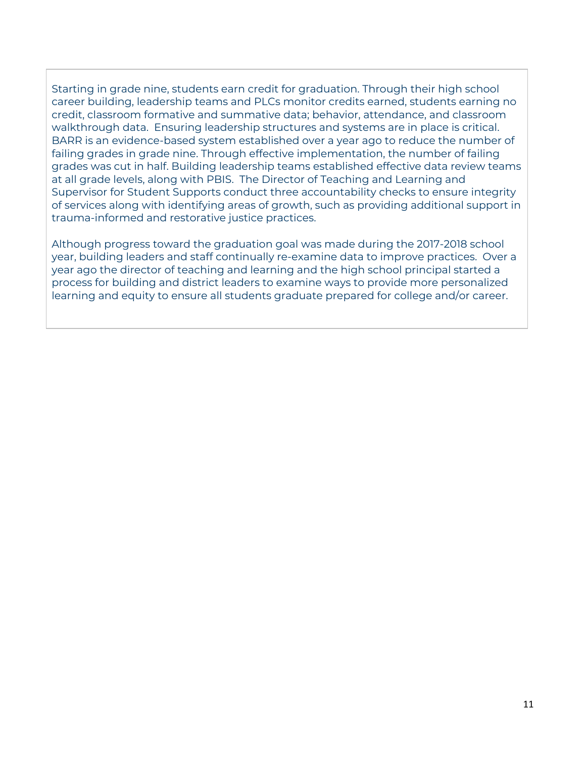Starting in grade nine, students earn credit for graduation. Through their high school career building, leadership teams and PLCs monitor credits earned, students earning no credit, classroom formative and summative data; behavior, attendance, and classroom walkthrough data. Ensuring leadership structures and systems are in place is critical. BARR is an evidence-based system established over a year ago to reduce the number of failing grades in grade nine. Through effective implementation, the number of failing grades was cut in half. Building leadership teams established effective data review teams at all grade levels, along with PBIS. The Director of Teaching and Learning and Supervisor for Student Supports conduct three accountability checks to ensure integrity of services along with identifying areas of growth, such as providing additional support in trauma-informed and restorative justice practices.

Although progress toward the graduation goal was made during the 2017-2018 school year, building leaders and staff continually re-examine data to improve practices. Over a year ago the director of teaching and learning and the high school principal started a process for building and district leaders to examine ways to provide more personalized learning and equity to ensure all students graduate prepared for college and/or career.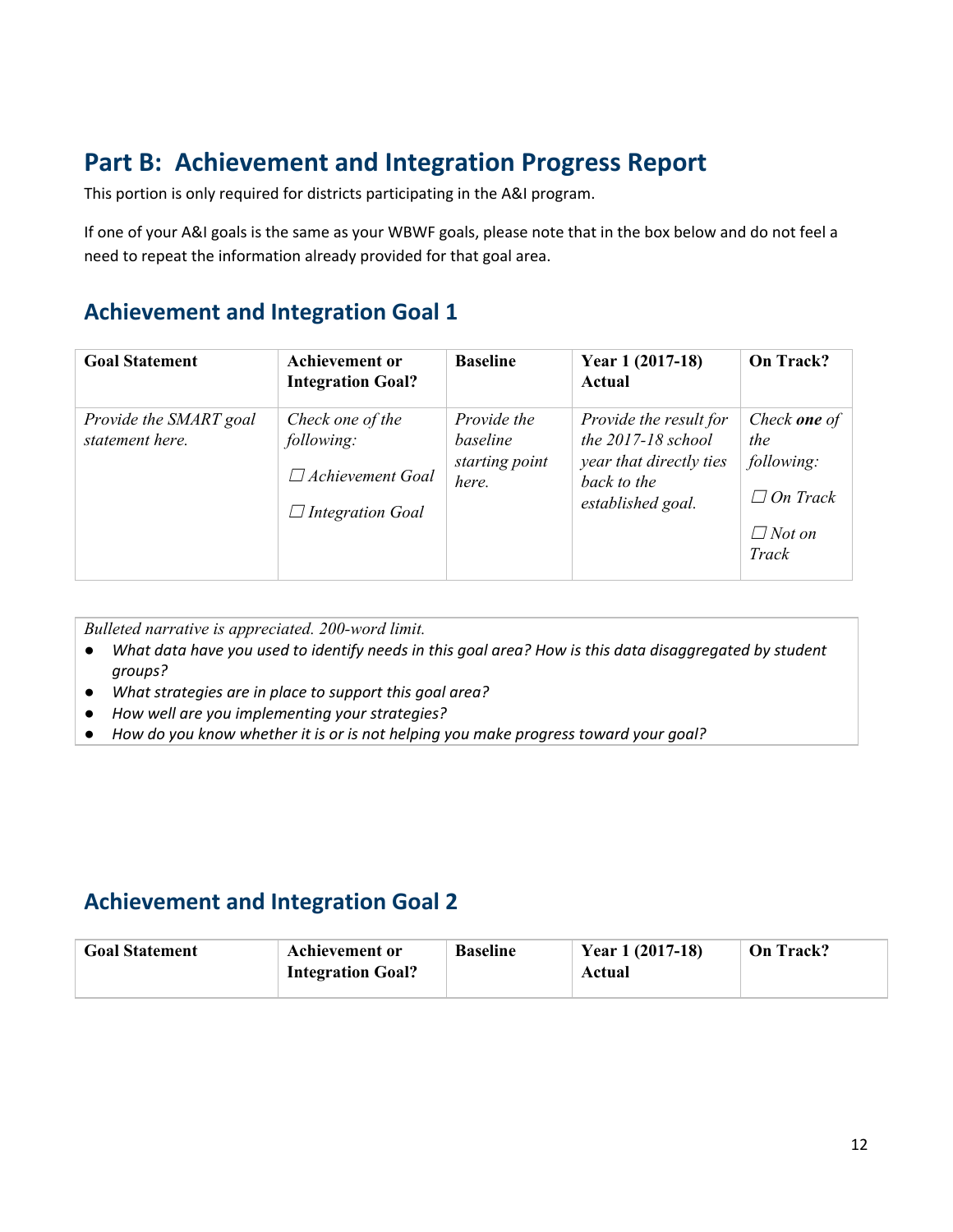## Part B: Achievement and Integration Progress Report

This portion is only required for districts participating in the A&I program.

If one of your A&I goals is the same as your WBWF goals, please note that in the box below and do not feel a need to repeat the information already provided for that goal area.

### Achievement and Integration Goal 1

| Goal Statement | Achievement or Integration Goal? | Baseline | Year 1 (2017-18) Actual | On Track? |
|---|---|---|---|---|
| *Provide the SMART goal statement here.* | *Check one of the following:* ☐ *Achievement Goal* ☐ *Integration Goal* | *Provide the baseline starting point here.* | *Provide the result for the 2017-18 school year that directly ties back to the established goal.* | *Check **one** of the following:* ☐ *On Track* ☐ *Not on Track* |

*Bulleted narrative is appreciated. 200-word limit.*

- *What data have you used to identify needs in this goal area? How is this data disaggregated by student groups?*
- *What strategies are in place to support this goal area?*
- *How well are you implementing your strategies?*
- *How do you know whether it is or is not helping you make progress toward your goal?*

### Achievement and Integration Goal 2

| Goal Statement | Achievement or Integration Goal? | Baseline | Year 1 (2017-18) Actual | On Track? |
|---|---|---|---|---|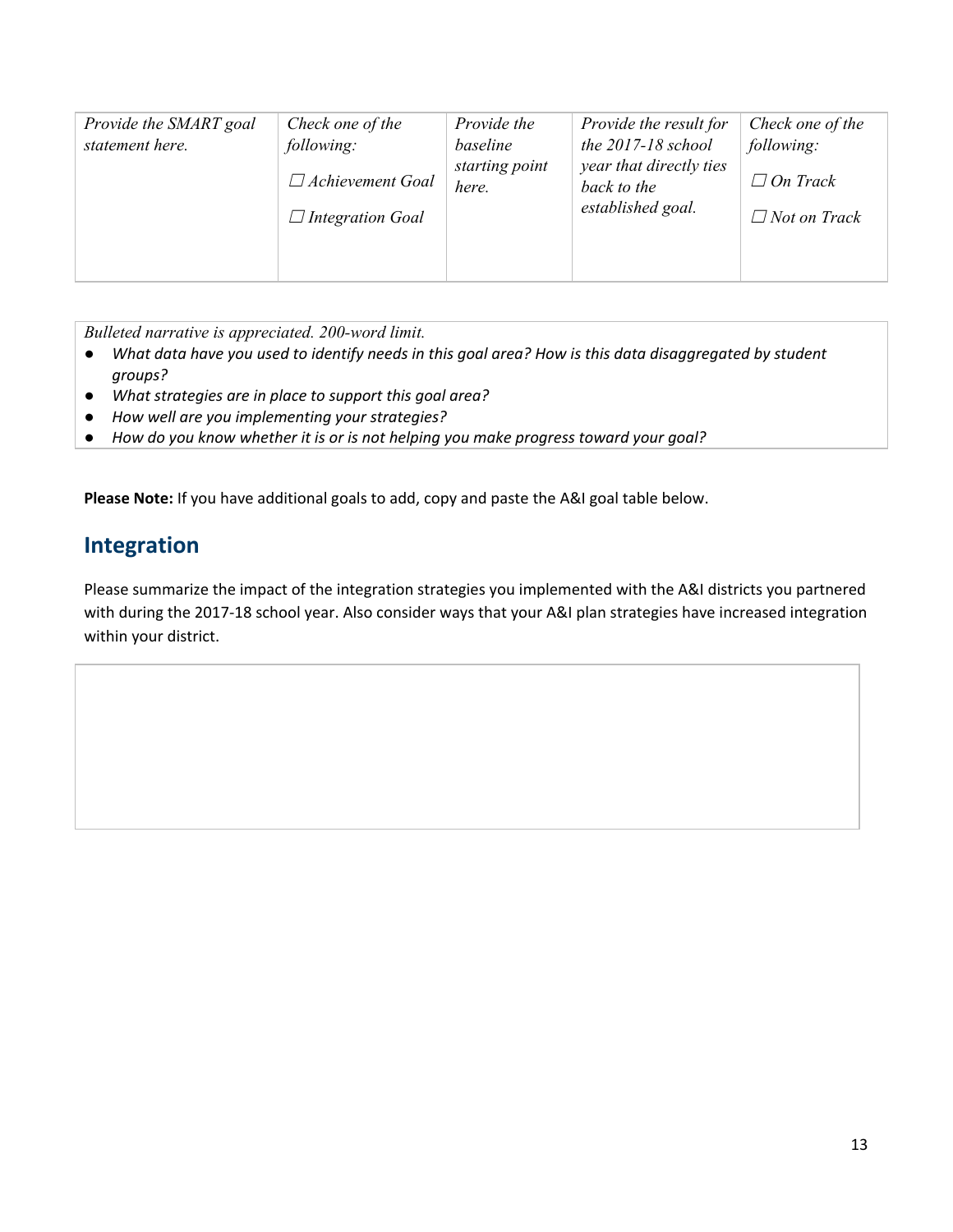| | | | | |
|---|---|---|---|---|
| *Provide the SMART goal statement here.* | *Check one of the following:*<br><br>*☐ Achievement Goal*<br><br>*☐ Integration Goal* | *Provide the baseline starting point here.* | *Provide the result for the 2017-18 school year that directly ties back to the established goal.* | *Check one of the following:*<br><br>*☐ On Track*<br><br>*☐ Not on Track* |

| |
|---|
| *Bulleted narrative is appreciated. 200-word limit.*<br>● *What data have you used to identify needs in this goal area? How is this data disaggregated by student groups?*<br>● *What strategies are in place to support this goal area?*<br>● *How well are you implementing your strategies?*<br>● *How do you know whether it is or is not helping you make progress toward your goal?* |

**Please Note:** If you have additional goals to add, copy and paste the A&I goal table below.

## Integration

Please summarize the impact of the integration strategies you implemented with the A&I districts you partnered with during the 2017-18 school year. Also consider ways that your A&I plan strategies have increased integration within your district.

| |
|---|
| |